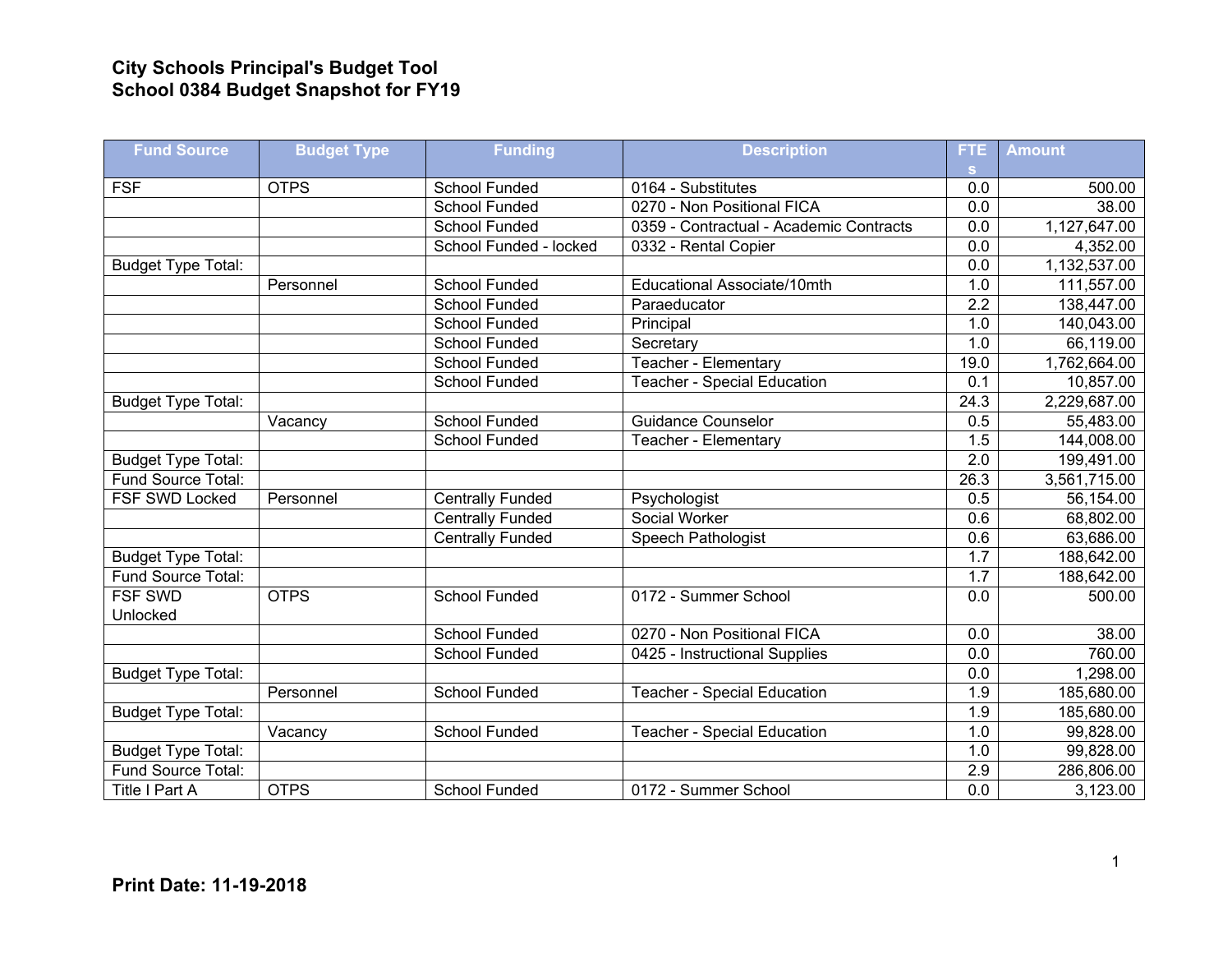# City Schools Principal's Budget Tool
## School 0384 Budget Snapshot for FY19

| Fund Source | Budget Type | Funding | Description | FTEs | Amount |
|---|---|---|---|---|---|
| FSF | OTPS | School Funded | 0164 - Substitutes | 0.0 | 500.00 |
| | | School Funded | 0270 - Non Positional FICA | 0.0 | 38.00 |
| | | School Funded | 0359 - Contractual - Academic Contracts | 0.0 | 1,127,647.00 |
| | | School Funded - locked | 0332 - Rental Copier | 0.0 | 4,352.00 |
| Budget Type Total: | | | | 0.0 | 1,132,537.00 |
| | Personnel | School Funded | Educational Associate/10mth | 1.0 | 111,557.00 |
| | | School Funded | Paraeducator | 2.2 | 138,447.00 |
| | | School Funded | Principal | 1.0 | 140,043.00 |
| | | School Funded | Secretary | 1.0 | 66,119.00 |
| | | School Funded | Teacher - Elementary | 19.0 | 1,762,664.00 |
| | | School Funded | Teacher - Special Education | 0.1 | 10,857.00 |
| Budget Type Total: | | | | 24.3 | 2,229,687.00 |
| | Vacancy | School Funded | Guidance Counselor | 0.5 | 55,483.00 |
| | | School Funded | Teacher - Elementary | 1.5 | 144,008.00 |
| Budget Type Total: | | | | 2.0 | 199,491.00 |
| Fund Source Total: | | | | 26.3 | 3,561,715.00 |
| FSF SWD Locked | Personnel | Centrally Funded | Psychologist | 0.5 | 56,154.00 |
| | | Centrally Funded | Social Worker | 0.6 | 68,802.00 |
| | | Centrally Funded | Speech Pathologist | 0.6 | 63,686.00 |
| Budget Type Total: | | | | 1.7 | 188,642.00 |
| Fund Source Total: | | | | 1.7 | 188,642.00 |
| FSF SWD Unlocked | OTPS | School Funded | 0172 - Summer School | 0.0 | 500.00 |
| | | School Funded | 0270 - Non Positional FICA | 0.0 | 38.00 |
| | | School Funded | 0425 - Instructional Supplies | 0.0 | 760.00 |
| Budget Type Total: | | | | 0.0 | 1,298.00 |
| | Personnel | School Funded | Teacher - Special Education | 1.9 | 185,680.00 |
| Budget Type Total: | | | | 1.9 | 185,680.00 |
| | Vacancy | School Funded | Teacher - Special Education | 1.0 | 99,828.00 |
| Budget Type Total: | | | | 1.0 | 99,828.00 |
| Fund Source Total: | | | | 2.9 | 286,806.00 |
| Title I Part A | OTPS | School Funded | 0172 - Summer School | 0.0 | 3,123.00 |

**Print Date: 11-19-2018**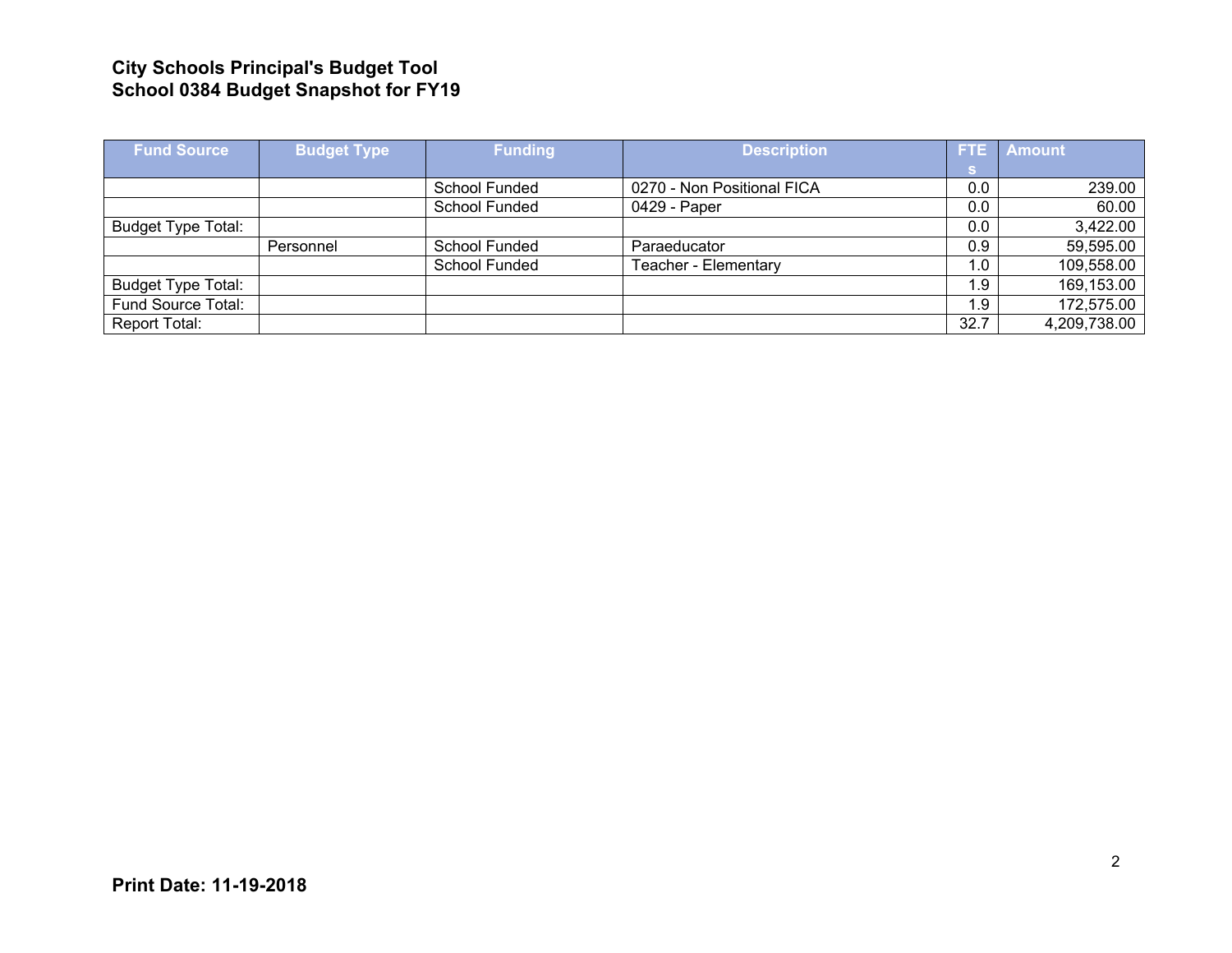**City Schools Principal's Budget Tool**
**School 0384 Budget Snapshot for FY19**

| Fund Source | Budget Type | Funding | Description | FTEs | Amount |
|---|---|---|---|---|---|
| | | School Funded | 0270 - Non Positional FICA | 0.0 | 239.00 |
| | | School Funded | 0429 - Paper | 0.0 | 60.00 |
| Budget Type Total: | | | | 0.0 | 3,422.00 |
| | Personnel | School Funded | Paraeducator | 0.9 | 59,595.00 |
| | | School Funded | Teacher - Elementary | 1.0 | 109,558.00 |
| Budget Type Total: | | | | 1.9 | 169,153.00 |
| Fund Source Total: | | | | 1.9 | 172,575.00 |
| Report Total: | | | | 32.7 | 4,209,738.00 |

**Print Date: 11-19-2018**